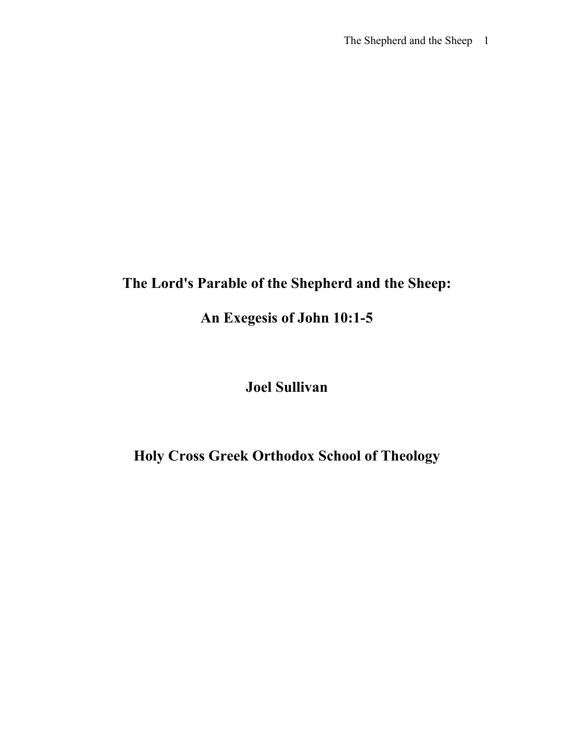# The Lord's Parable of the Shepherd and the Sheep:

# An Exegesis of John 10:1-5

**Joel Sullivan**

**Holy Cross Greek Orthodox School of Theology**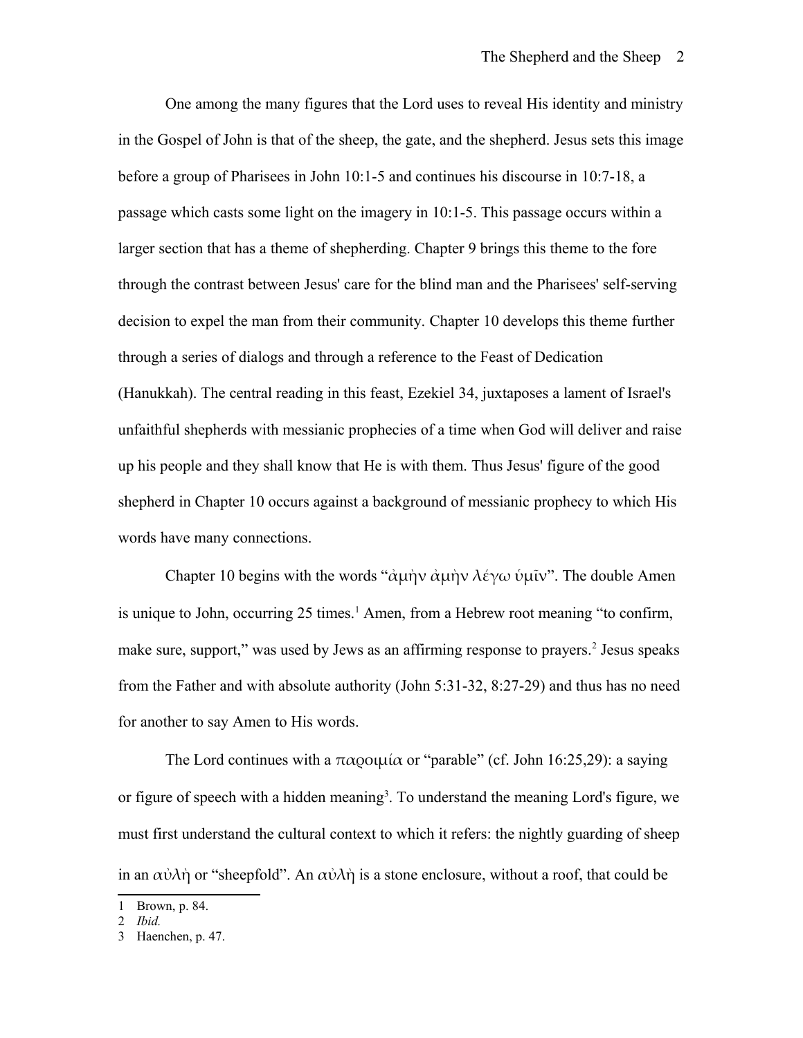One among the many figures that the Lord uses to reveal His identity and ministry in the Gospel of John is that of the sheep, the gate, and the shepherd. Jesus sets this image before a group of Pharisees in John 10:1-5 and continues his discourse in 10:7-18, a passage which casts some light on the imagery in 10:1-5. This passage occurs within a larger section that has a theme of shepherding. Chapter 9 brings this theme to the fore through the contrast between Jesus' care for the blind man and the Pharisees' self-serving decision to expel the man from their community. Chapter 10 develops this theme further through a series of dialogs and through a reference to the Feast of Dedication (Hanukkah). The central reading in this feast, Ezekiel 34, juxtaposes a lament of Israel's unfaithful shepherds with messianic prophecies of a time when God will deliver and raise up his people and they shall know that He is with them. Thus Jesus' figure of the good shepherd in Chapter 10 occurs against a background of messianic prophecy to which His words have many connections.

Chapter 10 begins with the words "ἀμὴν ἀμὴν λέγω ὑμῖν". The double Amen is unique to John, occurring 25 times.[1] Amen, from a Hebrew root meaning "to confirm, make sure, support," was used by Jews as an affirming response to prayers.[2] Jesus speaks from the Father and with absolute authority (John 5:31-32, 8:27-29) and thus has no need for another to say Amen to His words.

The Lord continues with a παροιμία or "parable" (cf. John 16:25,29): a saying or figure of speech with a hidden meaning[3]. To understand the meaning Lord's figure, we must first understand the cultural context to which it refers: the nightly guarding of sheep in an αὐλὴ or "sheepfold". An αὐλὴ is a stone enclosure, without a roof, that could be

---

1 Brown, p. 84.

2 *Ibid.*

3 Haenchen, p. 47.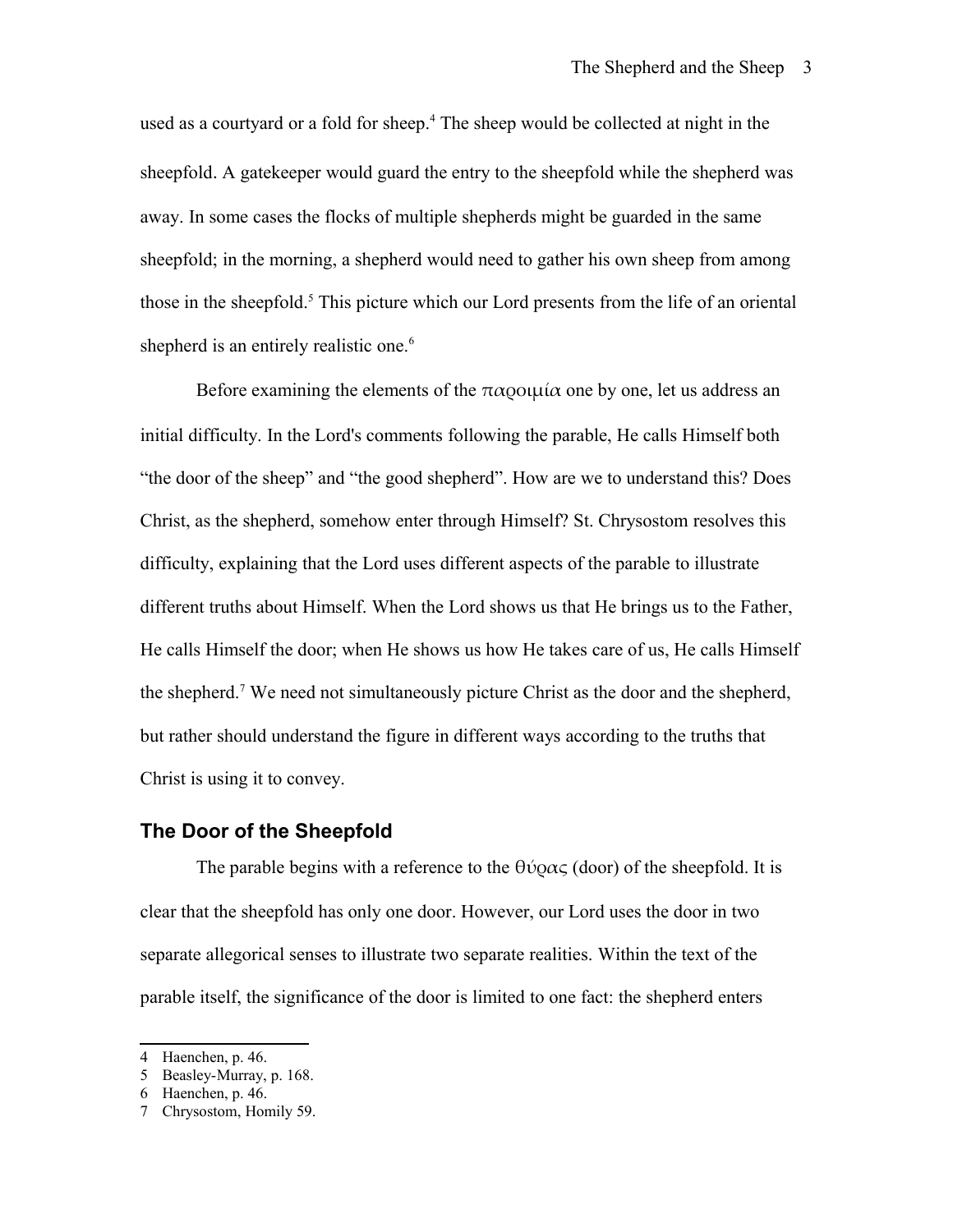used as a courtyard or a fold for sheep.[4] The sheep would be collected at night in the sheepfold. A gatekeeper would guard the entry to the sheepfold while the shepherd was away. In some cases the flocks of multiple shepherds might be guarded in the same sheepfold; in the morning, a shepherd would need to gather his own sheep from among those in the sheepfold.[5] This picture which our Lord presents from the life of an oriental shepherd is an entirely realistic one.[6]

Before examining the elements of the παροιμία one by one, let us address an initial difficulty. In the Lord's comments following the parable, He calls Himself both "the door of the sheep" and "the good shepherd". How are we to understand this? Does Christ, as the shepherd, somehow enter through Himself? St. Chrysostom resolves this difficulty, explaining that the Lord uses different aspects of the parable to illustrate different truths about Himself. When the Lord shows us that He brings us to the Father, He calls Himself the door; when He shows us how He takes care of us, He calls Himself the shepherd.[7] We need not simultaneously picture Christ as the door and the shepherd, but rather should understand the figure in different ways according to the truths that Christ is using it to convey.

## The Door of the Sheepfold

The parable begins with a reference to the θύρας (door) of the sheepfold. It is clear that the sheepfold has only one door. However, our Lord uses the door in two separate allegorical senses to illustrate two separate realities. Within the text of the parable itself, the significance of the door is limited to one fact: the shepherd enters

---

4 Haenchen, p. 46.
5 Beasley-Murray, p. 168.
6 Haenchen, p. 46.
7 Chrysostom, Homily 59.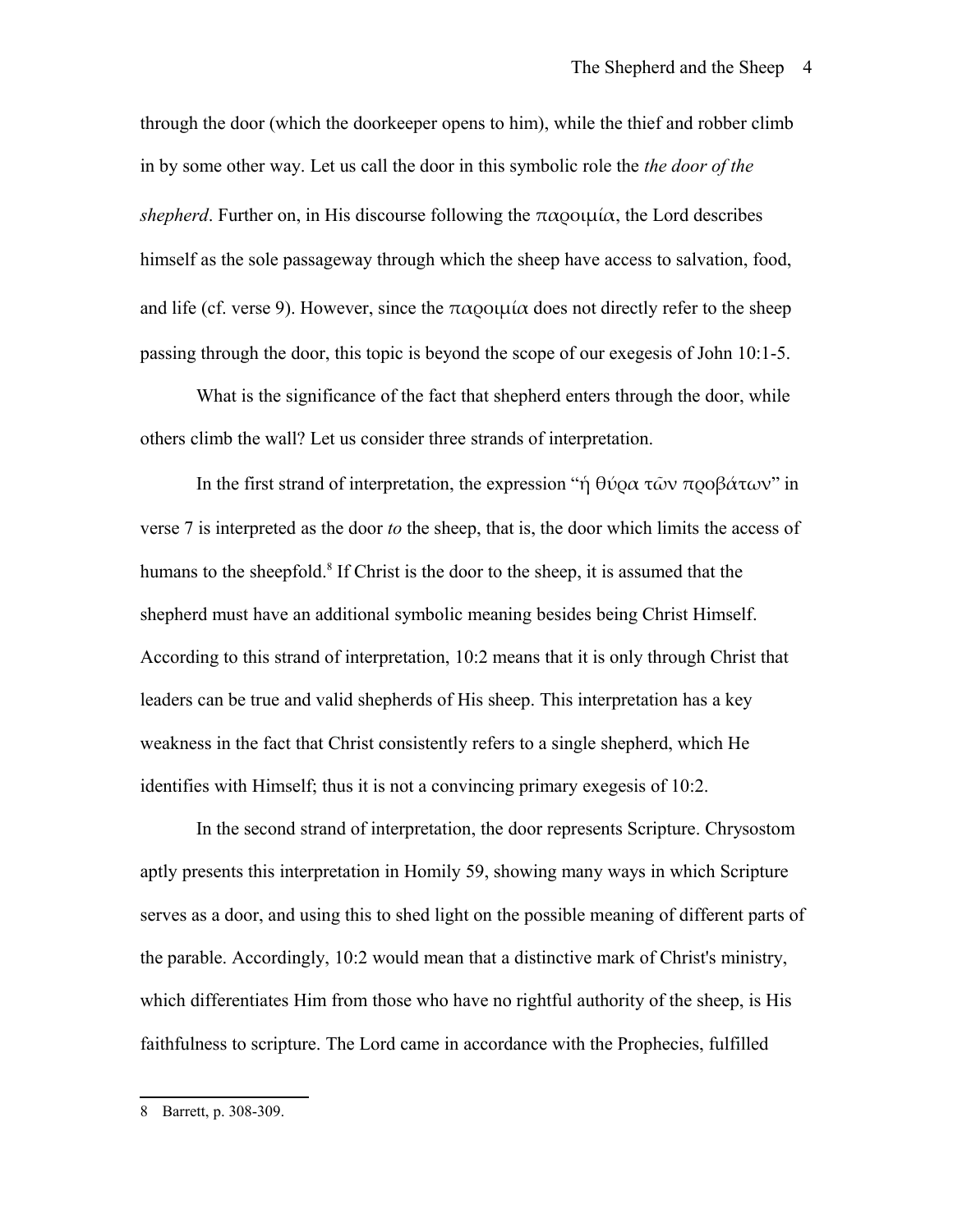through the door (which the doorkeeper opens to him), while the thief and robber climb in by some other way. Let us call the door in this symbolic role the *the door of the shepherd*. Further on, in His discourse following the παροιμία, the Lord describes himself as the sole passageway through which the sheep have access to salvation, food, and life (cf. verse 9). However, since the παροιμία does not directly refer to the sheep passing through the door, this topic is beyond the scope of our exegesis of John 10:1-5.

What is the significance of the fact that shepherd enters through the door, while others climb the wall? Let us consider three strands of interpretation.

In the first strand of interpretation, the expression "ἡ θύρα τῶν προβάτων" in verse 7 is interpreted as the door *to* the sheep, that is, the door which limits the access of humans to the sheepfold.[8] If Christ is the door to the sheep, it is assumed that the shepherd must have an additional symbolic meaning besides being Christ Himself. According to this strand of interpretation, 10:2 means that it is only through Christ that leaders can be true and valid shepherds of His sheep. This interpretation has a key weakness in the fact that Christ consistently refers to a single shepherd, which He identifies with Himself; thus it is not a convincing primary exegesis of 10:2.

In the second strand of interpretation, the door represents Scripture. Chrysostom aptly presents this interpretation in Homily 59, showing many ways in which Scripture serves as a door, and using this to shed light on the possible meaning of different parts of the parable. Accordingly, 10:2 would mean that a distinctive mark of Christ's ministry, which differentiates Him from those who have no rightful authority of the sheep, is His faithfulness to scripture. The Lord came in accordance with the Prophecies, fulfilled

8 Barrett, p. 308-309.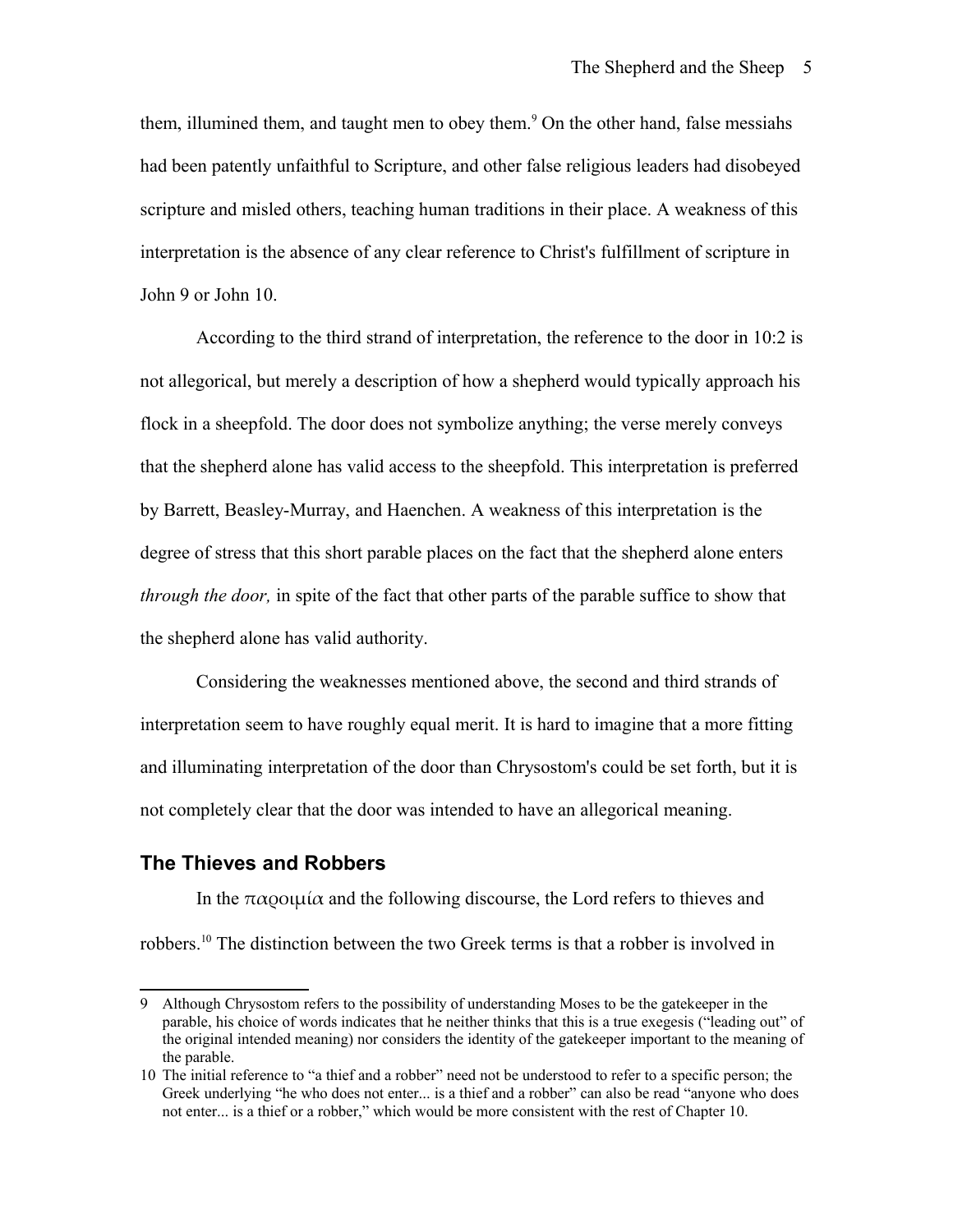them, illumined them, and taught men to obey them.[9] On the other hand, false messiahs had been patently unfaithful to Scripture, and other false religious leaders had disobeyed scripture and misled others, teaching human traditions in their place. A weakness of this interpretation is the absence of any clear reference to Christ's fulfillment of scripture in John 9 or John 10.

According to the third strand of interpretation, the reference to the door in 10:2 is not allegorical, but merely a description of how a shepherd would typically approach his flock in a sheepfold. The door does not symbolize anything; the verse merely conveys that the shepherd alone has valid access to the sheepfold. This interpretation is preferred by Barrett, Beasley-Murray, and Haenchen. A weakness of this interpretation is the degree of stress that this short parable places on the fact that the shepherd alone enters *through the door,* in spite of the fact that other parts of the parable suffice to show that the shepherd alone has valid authority.

Considering the weaknesses mentioned above, the second and third strands of interpretation seem to have roughly equal merit. It is hard to imagine that a more fitting and illuminating interpretation of the door than Chrysostom's could be set forth, but it is not completely clear that the door was intended to have an allegorical meaning.

## The Thieves and Robbers

In the παροιμία and the following discourse, the Lord refers to thieves and robbers.[10] The distinction between the two Greek terms is that a robber is involved in

---

9 Although Chrysostom refers to the possibility of understanding Moses to be the gatekeeper in the parable, his choice of words indicates that he neither thinks that this is a true exegesis ("leading out" of the original intended meaning) nor considers the identity of the gatekeeper important to the meaning of the parable.

10 The initial reference to "a thief and a robber" need not be understood to refer to a specific person; the Greek underlying "he who does not enter... is a thief and a robber" can also be read "anyone who does not enter... is a thief or a robber," which would be more consistent with the rest of Chapter 10.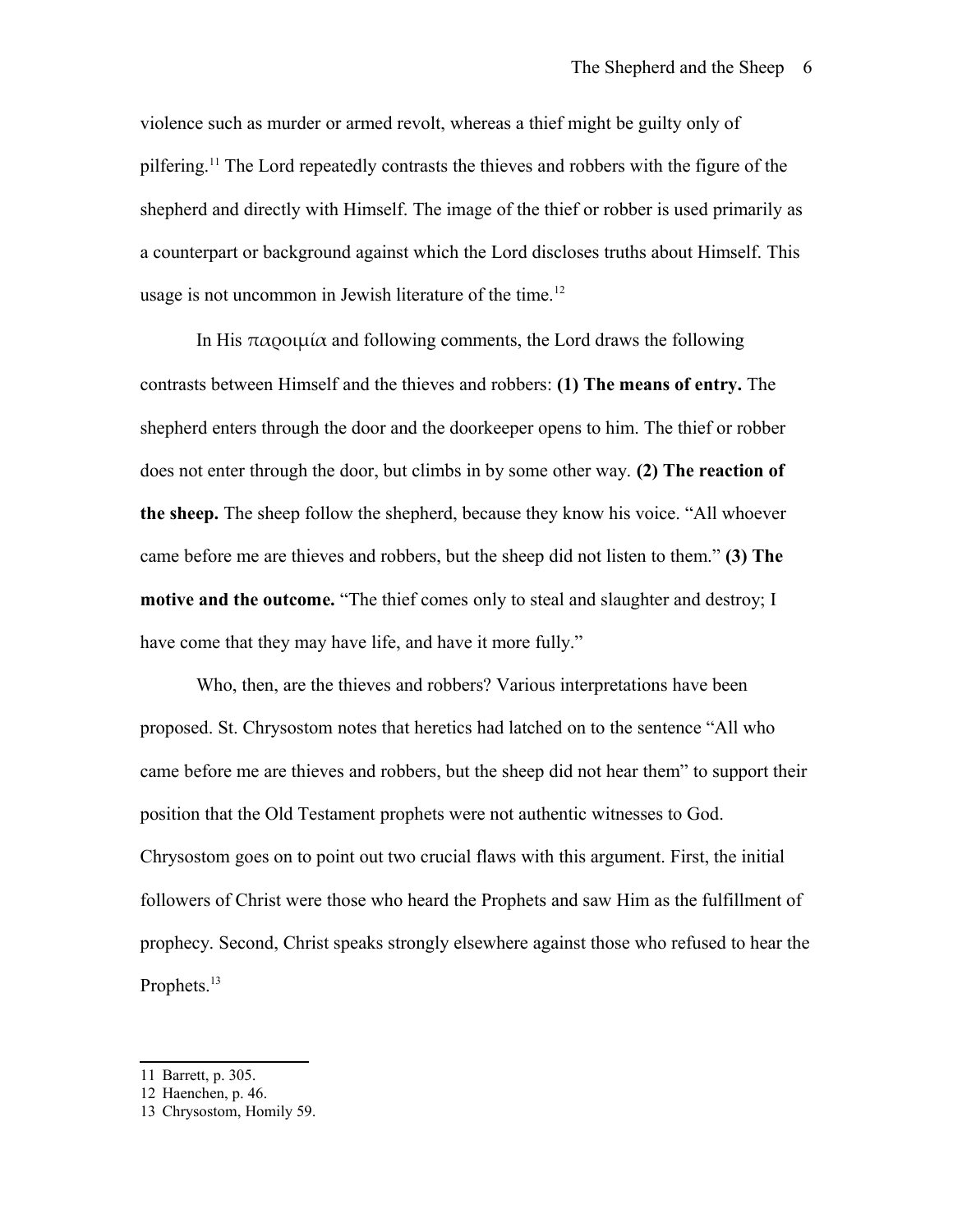violence such as murder or armed revolt, whereas a thief might be guilty only of pilfering.[11] The Lord repeatedly contrasts the thieves and robbers with the figure of the shepherd and directly with Himself. The image of the thief or robber is used primarily as a counterpart or background against which the Lord discloses truths about Himself. This usage is not uncommon in Jewish literature of the time.[12]

In His παροιμία and following comments, the Lord draws the following contrasts between Himself and the thieves and robbers: **(1) The means of entry.** The shepherd enters through the door and the doorkeeper opens to him. The thief or robber does not enter through the door, but climbs in by some other way. **(2) The reaction of the sheep.** The sheep follow the shepherd, because they know his voice. "All whoever came before me are thieves and robbers, but the sheep did not listen to them." **(3) The motive and the outcome.** "The thief comes only to steal and slaughter and destroy; I have come that they may have life, and have it more fully."

Who, then, are the thieves and robbers? Various interpretations have been proposed. St. Chrysostom notes that heretics had latched on to the sentence "All who came before me are thieves and robbers, but the sheep did not hear them" to support their position that the Old Testament prophets were not authentic witnesses to God. Chrysostom goes on to point out two crucial flaws with this argument. First, the initial followers of Christ were those who heard the Prophets and saw Him as the fulfillment of prophecy. Second, Christ speaks strongly elsewhere against those who refused to hear the Prophets.[13]

---

11 Barrett, p. 305.

12 Haenchen, p. 46.

13 Chrysostom, Homily 59.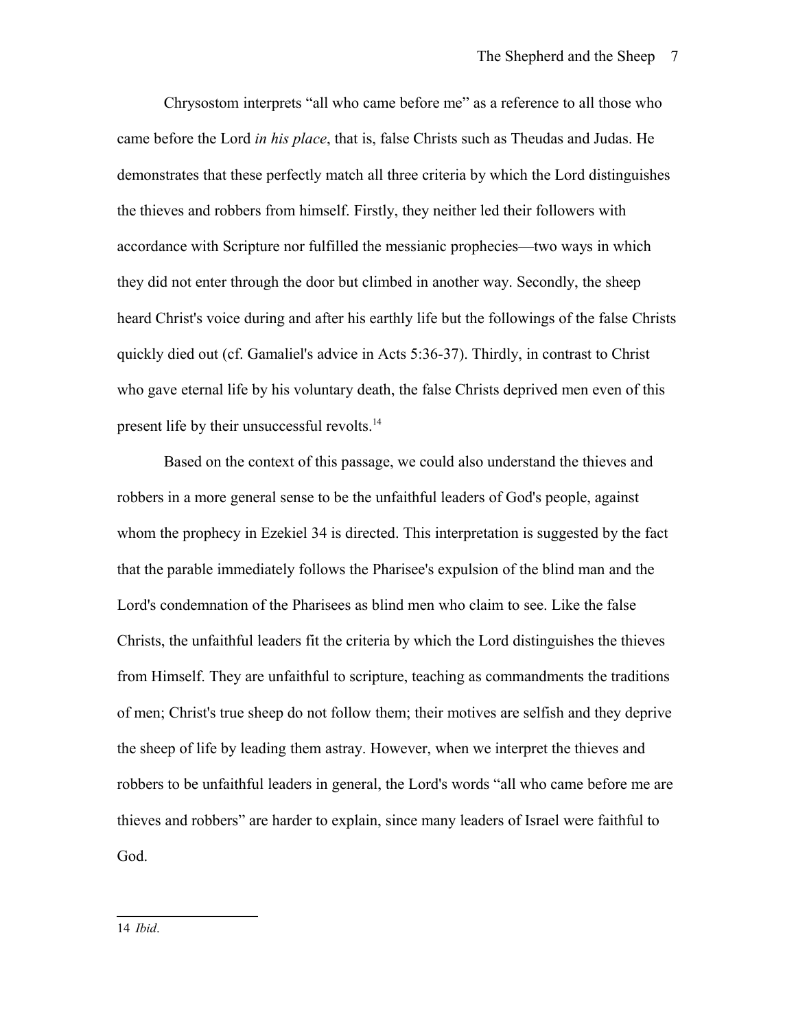Chrysostom interprets “all who came before me” as a reference to all those who came before the Lord *in his place*, that is, false Christs such as Theudas and Judas. He demonstrates that these perfectly match all three criteria by which the Lord distinguishes the thieves and robbers from himself. Firstly, they neither led their followers with accordance with Scripture nor fulfilled the messianic prophecies—two ways in which they did not enter through the door but climbed in another way. Secondly, the sheep heard Christ's voice during and after his earthly life but the followings of the false Christs quickly died out (cf. Gamaliel's advice in Acts 5:36-37). Thirdly, in contrast to Christ who gave eternal life by his voluntary death, the false Christs deprived men even of this present life by their unsuccessful revolts.[14]

Based on the context of this passage, we could also understand the thieves and robbers in a more general sense to be the unfaithful leaders of God's people, against whom the prophecy in Ezekiel 34 is directed. This interpretation is suggested by the fact that the parable immediately follows the Pharisee's expulsion of the blind man and the Lord's condemnation of the Pharisees as blind men who claim to see. Like the false Christs, the unfaithful leaders fit the criteria by which the Lord distinguishes the thieves from Himself. They are unfaithful to scripture, teaching as commandments the traditions of men; Christ's true sheep do not follow them; their motives are selfish and they deprive the sheep of life by leading them astray. However, when we interpret the thieves and robbers to be unfaithful leaders in general, the Lord's words “all who came before me are thieves and robbers” are harder to explain, since many leaders of Israel were faithful to God.

---

14 *Ibid*.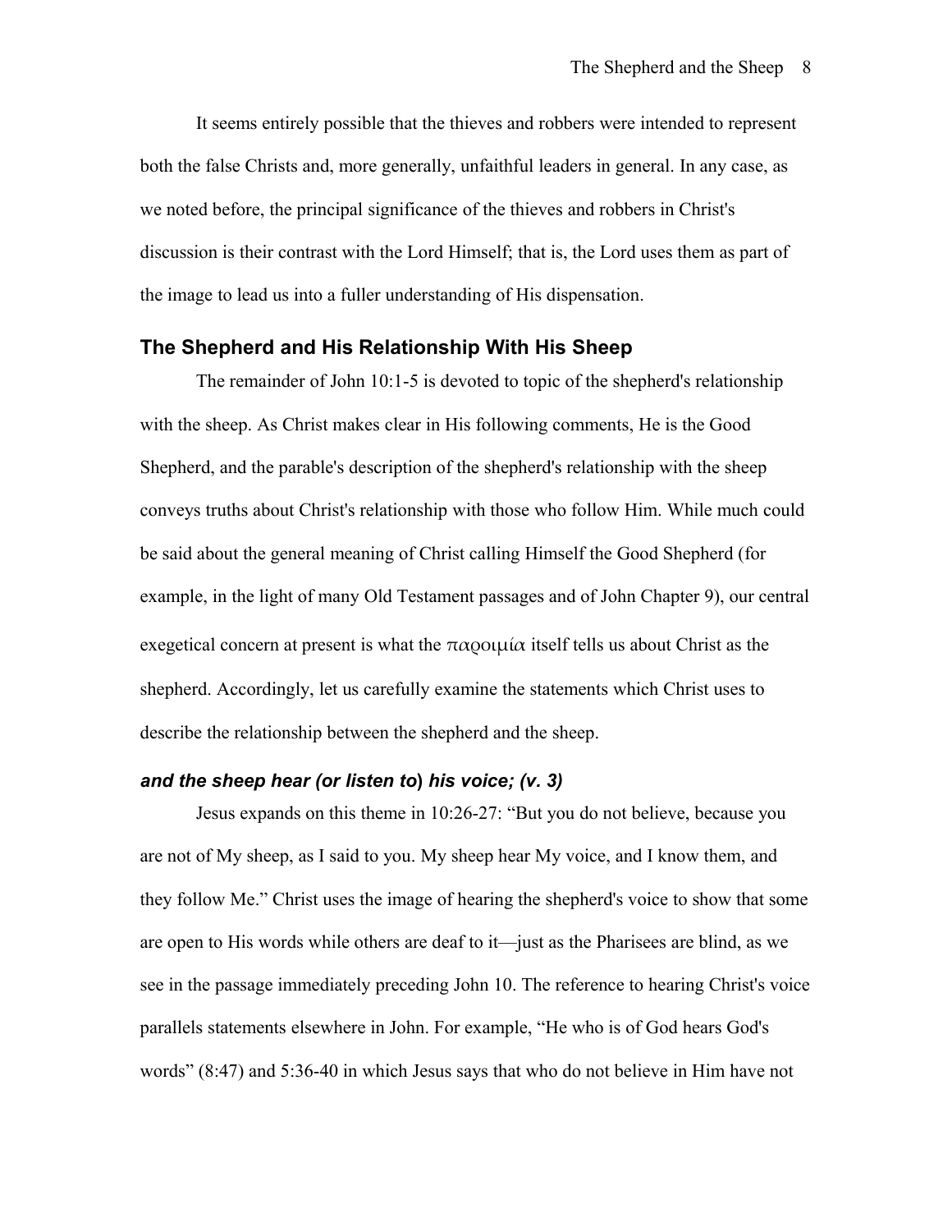It seems entirely possible that the thieves and robbers were intended to represent both the false Christs and, more generally, unfaithful leaders in general. In any case, as we noted before, the principal significance of the thieves and robbers in Christ's discussion is their contrast with the Lord Himself; that is, the Lord uses them as part of the image to lead us into a fuller understanding of His dispensation.

## The Shepherd and His Relationship With His Sheep

The remainder of John 10:1-5 is devoted to topic of the shepherd's relationship with the sheep. As Christ makes clear in His following comments, He is the Good Shepherd, and the parable's description of the shepherd's relationship with the sheep conveys truths about Christ's relationship with those who follow Him. While much could be said about the general meaning of Christ calling Himself the Good Shepherd (for example, in the light of many Old Testament passages and of John Chapter 9), our central exegetical concern at present is what the παροιμία itself tells us about Christ as the shepherd. Accordingly, let us carefully examine the statements which Christ uses to describe the relationship between the shepherd and the sheep.

### *and the sheep hear (or listen to) his voice; (v. 3)*

Jesus expands on this theme in 10:26-27: "But you do not believe, because you are not of My sheep, as I said to you. My sheep hear My voice, and I know them, and they follow Me." Christ uses the image of hearing the shepherd's voice to show that some are open to His words while others are deaf to it—just as the Pharisees are blind, as we see in the passage immediately preceding John 10. The reference to hearing Christ's voice parallels statements elsewhere in John. For example, "He who is of God hears God's words" (8:47) and 5:36-40 in which Jesus says that who do not believe in Him have not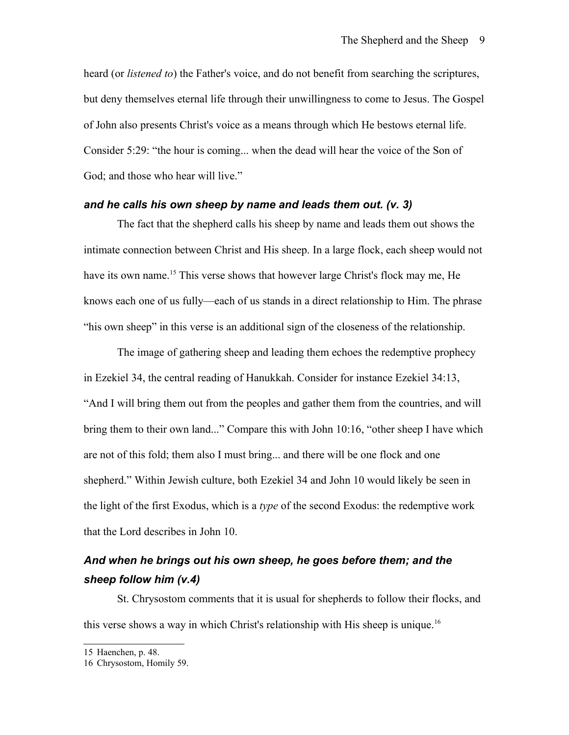heard (or *listened to*) the Father's voice, and do not benefit from searching the scriptures, but deny themselves eternal life through their unwillingness to come to Jesus. The Gospel of John also presents Christ's voice as a means through which He bestows eternal life. Consider 5:29: "the hour is coming... when the dead will hear the voice of the Son of God; and those who hear will live."

### *and he calls his own sheep by name and leads them out. (v. 3)*

The fact that the shepherd calls his sheep by name and leads them out shows the intimate connection between Christ and His sheep. In a large flock, each sheep would not have its own name.[15] This verse shows that however large Christ's flock may me, He knows each one of us fully—each of us stands in a direct relationship to Him. The phrase "his own sheep" in this verse is an additional sign of the closeness of the relationship.

The image of gathering sheep and leading them echoes the redemptive prophecy in Ezekiel 34, the central reading of Hanukkah. Consider for instance Ezekiel 34:13, "And I will bring them out from the peoples and gather them from the countries, and will bring them to their own land..." Compare this with John 10:16, "other sheep I have which are not of this fold; them also I must bring... and there will be one flock and one shepherd." Within Jewish culture, both Ezekiel 34 and John 10 would likely be seen in the light of the first Exodus, which is a *type* of the second Exodus: the redemptive work that the Lord describes in John 10.

### *And when he brings out his own sheep, he goes before them; and the sheep follow him (v.4)*

St. Chrysostom comments that it is usual for shepherds to follow their flocks, and this verse shows a way in which Christ's relationship with His sheep is unique.[16]

---

15 Haenchen, p. 48.

16 Chrysostom, Homily 59.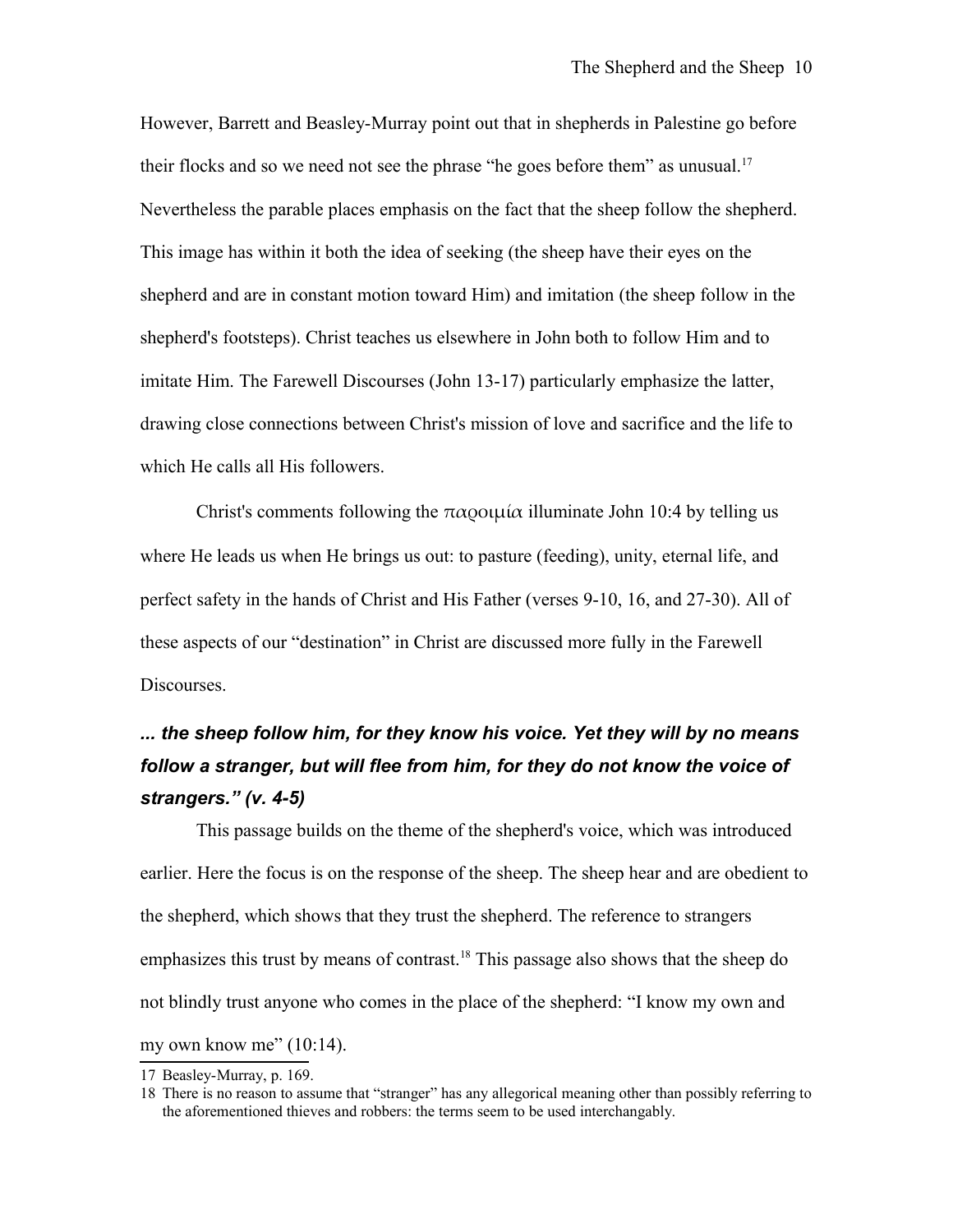However, Barrett and Beasley-Murray point out that in shepherds in Palestine go before their flocks and so we need not see the phrase "he goes before them" as unusual.[17] Nevertheless the parable places emphasis on the fact that the sheep follow the shepherd. This image has within it both the idea of seeking (the sheep have their eyes on the shepherd and are in constant motion toward Him) and imitation (the sheep follow in the shepherd's footsteps). Christ teaches us elsewhere in John both to follow Him and to imitate Him. The Farewell Discourses (John 13-17) particularly emphasize the latter, drawing close connections between Christ's mission of love and sacrifice and the life to which He calls all His followers.

Christ's comments following the παροιμία illuminate John 10:4 by telling us where He leads us when He brings us out: to pasture (feeding), unity, eternal life, and perfect safety in the hands of Christ and His Father (verses 9-10, 16, and 27-30). All of these aspects of our "destination" in Christ are discussed more fully in the Farewell Discourses.

### *... the sheep follow him, for they know his voice. Yet they will by no means follow a stranger, but will flee from him, for they do not know the voice of strangers." (v. 4-5)*

This passage builds on the theme of the shepherd's voice, which was introduced earlier. Here the focus is on the response of the sheep. The sheep hear and are obedient to the shepherd, which shows that they trust the shepherd. The reference to strangers emphasizes this trust by means of contrast.[18] This passage also shows that the sheep do not blindly trust anyone who comes in the place of the shepherd: "I know my own and my own know me" (10:14).

---

17 Beasley-Murray, p. 169.

18 There is no reason to assume that "stranger" has any allegorical meaning other than possibly referring to the aforementioned thieves and robbers: the terms seem to be used interchangably.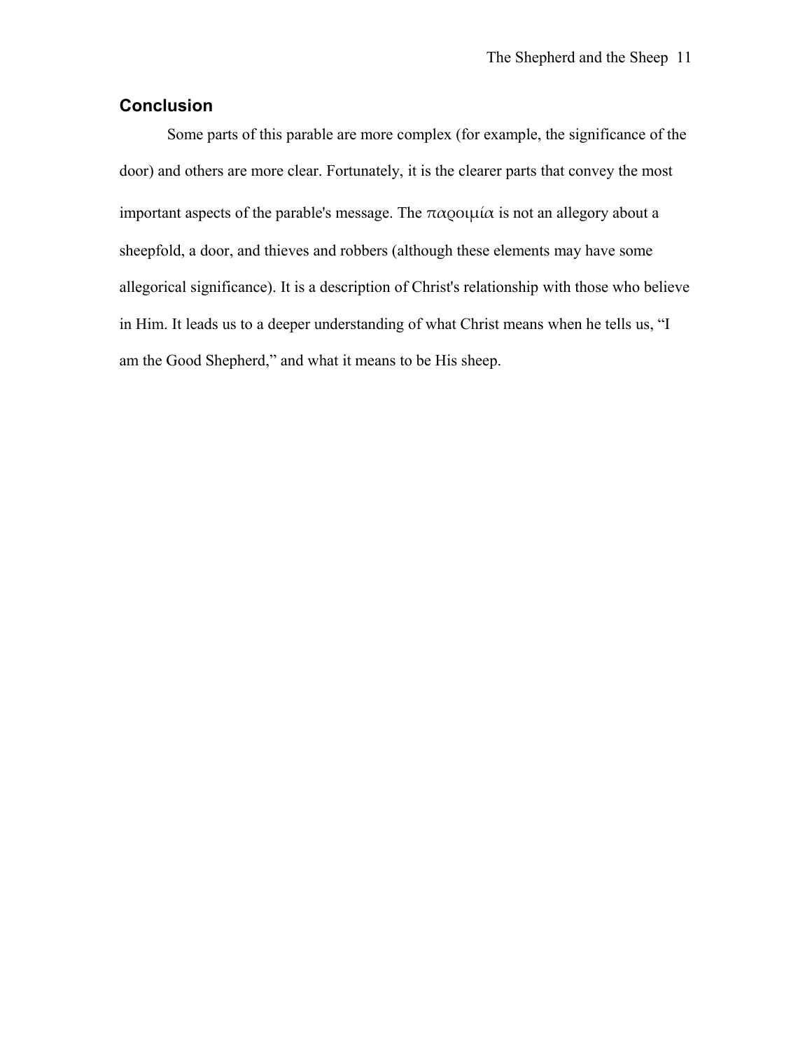## Conclusion

Some parts of this parable are more complex (for example, the significance of the door) and others are more clear. Fortunately, it is the clearer parts that convey the most important aspects of the parable's message. The παροιμία is not an allegory about a sheepfold, a door, and thieves and robbers (although these elements may have some allegorical significance). It is a description of Christ's relationship with those who believe in Him. It leads us to a deeper understanding of what Christ means when he tells us, "I am the Good Shepherd," and what it means to be His sheep.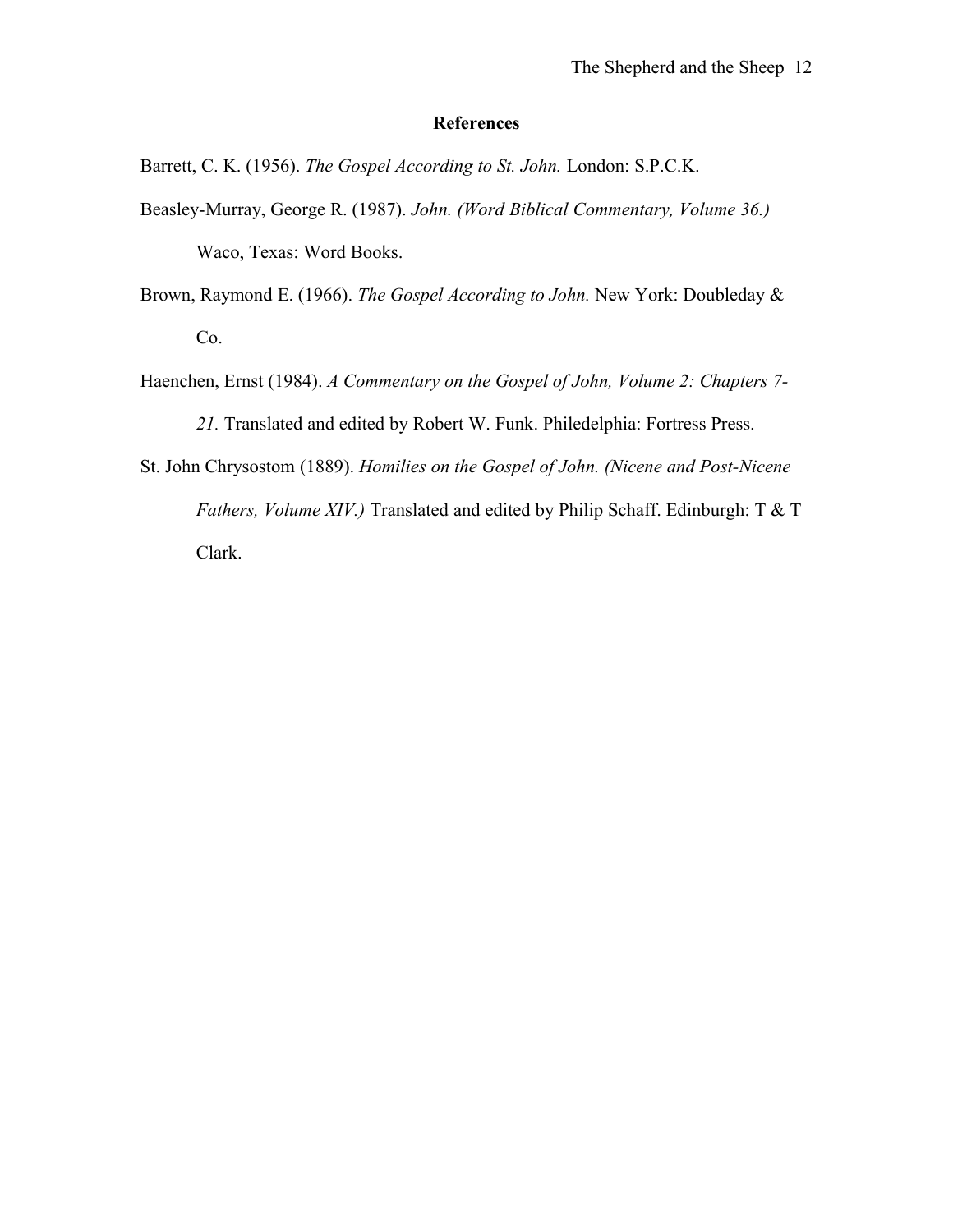## References

Barrett, C. K. (1956). *The Gospel According to St. John.* London: S.P.C.K.

Beasley-Murray, George R. (1987). *John. (Word Biblical Commentary, Volume 36.)* Waco, Texas: Word Books.

Brown, Raymond E. (1966). *The Gospel According to John.* New York: Doubleday & Co.

Haenchen, Ernst (1984). *A Commentary on the Gospel of John, Volume 2: Chapters 7-21.* Translated and edited by Robert W. Funk. Philedelphia: Fortress Press.

St. John Chrysostom (1889). *Homilies on the Gospel of John. (Nicene and Post-Nicene Fathers, Volume XIV.)* Translated and edited by Philip Schaff. Edinburgh: T & T Clark.